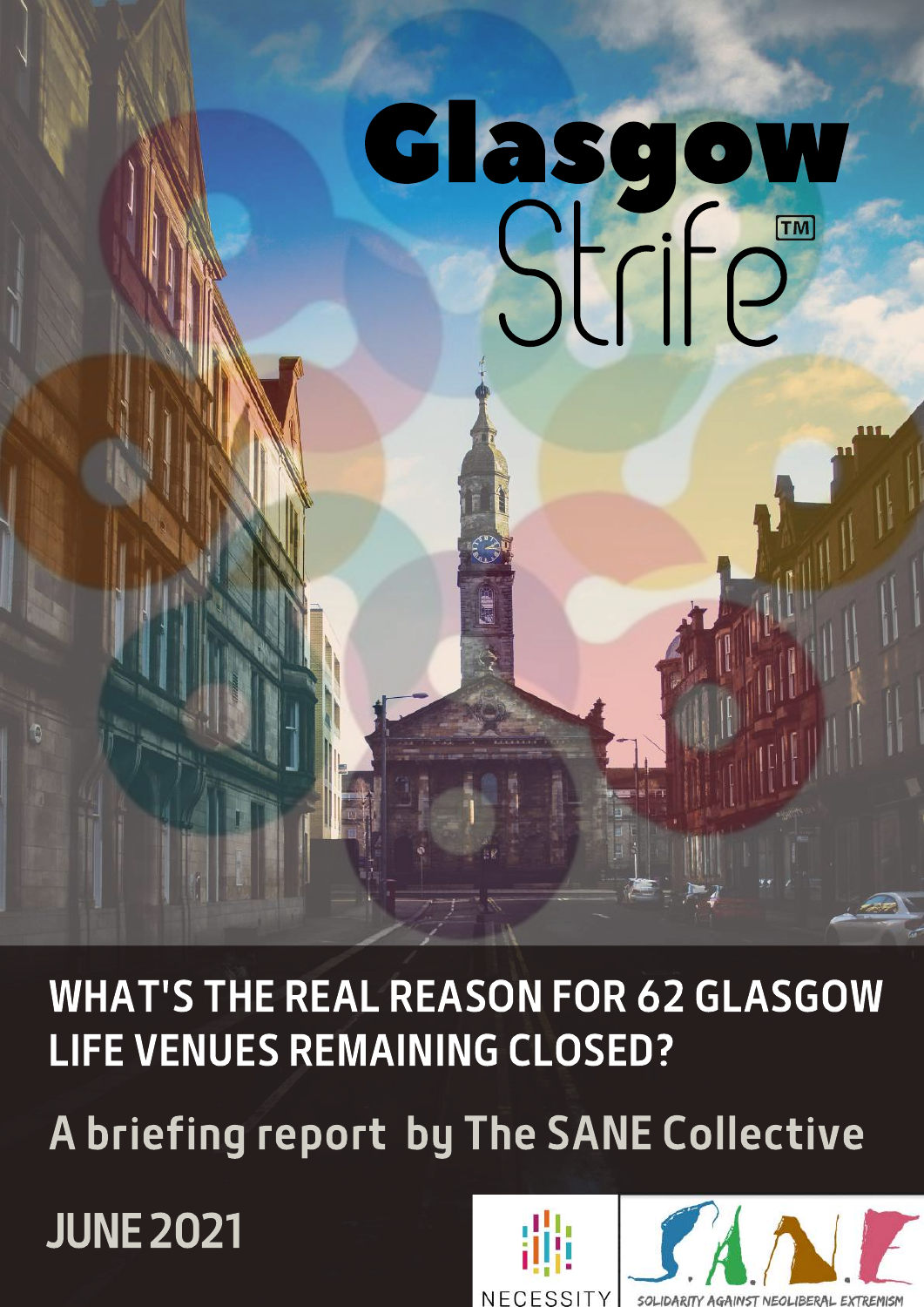# Glasgow Strife™

## WHAT'S THE REAL REASON FOR 62 GLASGOW LIFE VENUES REMAINING CLOSED?

A briefing report by The SANE Collective

JUNE 2021

NECESSITY

S.A.N.E. SOLIDARITY AGAINST NEOLIBERAL EXTREMISM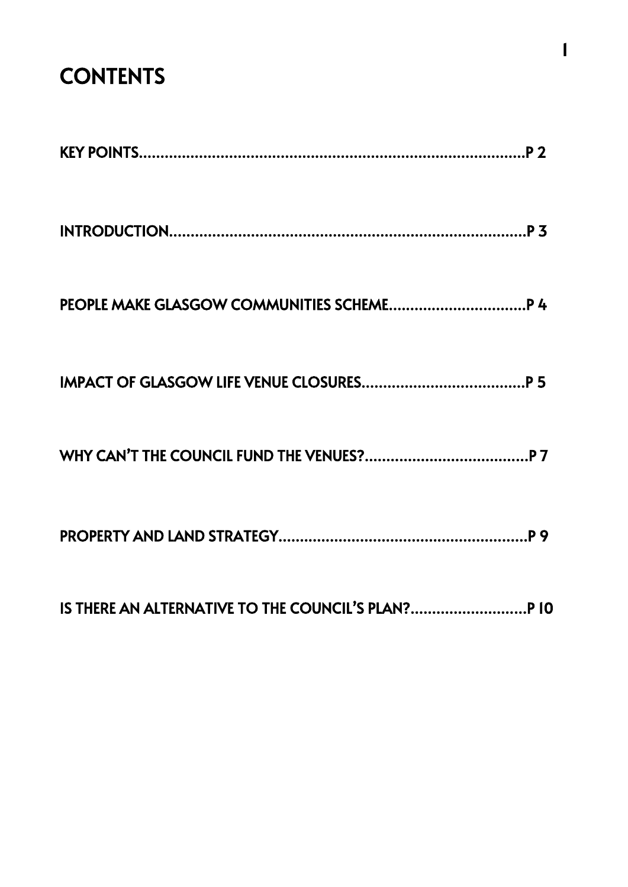# CONTENTS

KEY POINTS........................................................................................P 2

INTRODUCTION..................................................................................P 3

PEOPLE MAKE GLASGOW COMMUNITIES SCHEME................................P 4

IMPACT OF GLASGOW LIFE VENUE CLOSURES......................................P 5

WHY CAN'T THE COUNCIL FUND THE VENUES?......................................P 7

PROPERTY AND LAND STRATEGY..........................................................P 9

IS THERE AN ALTERNATIVE TO THE COUNCIL'S PLAN?...........................P 10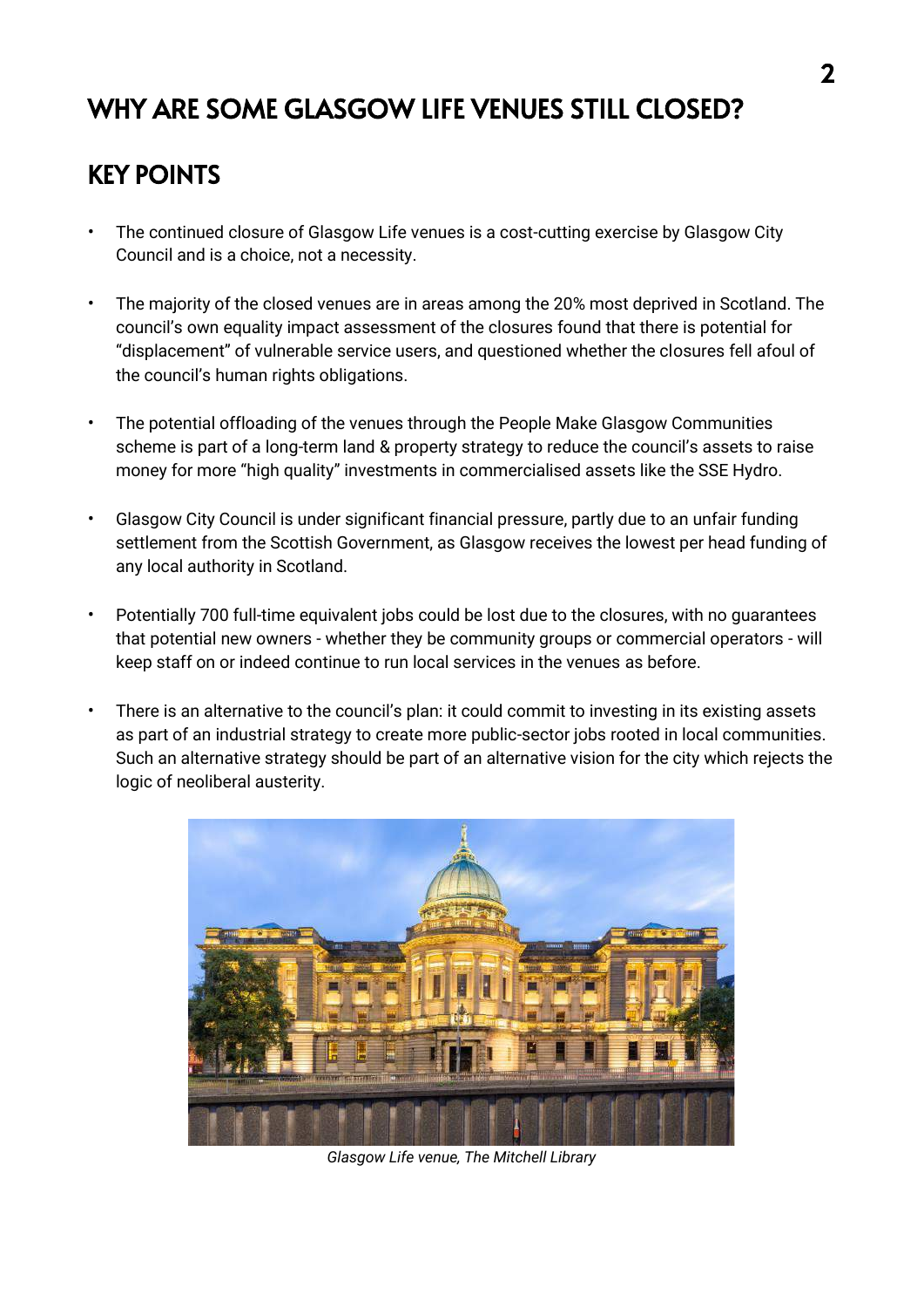# WHY ARE SOME GLASGOW LIFE VENUES STILL CLOSED?

## KEY POINTS

- The continued closure of Glasgow Life venues is a cost-cutting exercise by Glasgow City Council and is a choice, not a necessity.
- The majority of the closed venues are in areas among the 20% most deprived in Scotland. The council's own equality impact assessment of the closures found that there is potential for "displacement" of vulnerable service users, and questioned whether the closures fell afoul of the council's human rights obligations.
- The potential offloading of the venues through the People Make Glasgow Communities scheme is part of a long-term land & property strategy to reduce the council's assets to raise money for more "high quality" investments in commercialised assets like the SSE Hydro.
- Glasgow City Council is under significant financial pressure, partly due to an unfair funding settlement from the Scottish Government, as Glasgow receives the lowest per head funding of any local authority in Scotland.
- Potentially 700 full-time equivalent jobs could be lost due to the closures, with no guarantees that potential new owners - whether they be community groups or commercial operators - will keep staff on or indeed continue to run local services in the venues as before.
- There is an alternative to the council's plan: it could commit to investing in its existing assets as part of an industrial strategy to create more public-sector jobs rooted in local communities. Such an alternative strategy should be part of an alternative vision for the city which rejects the logic of neoliberal austerity.

*Glasgow Life venue, The Mitchell Library*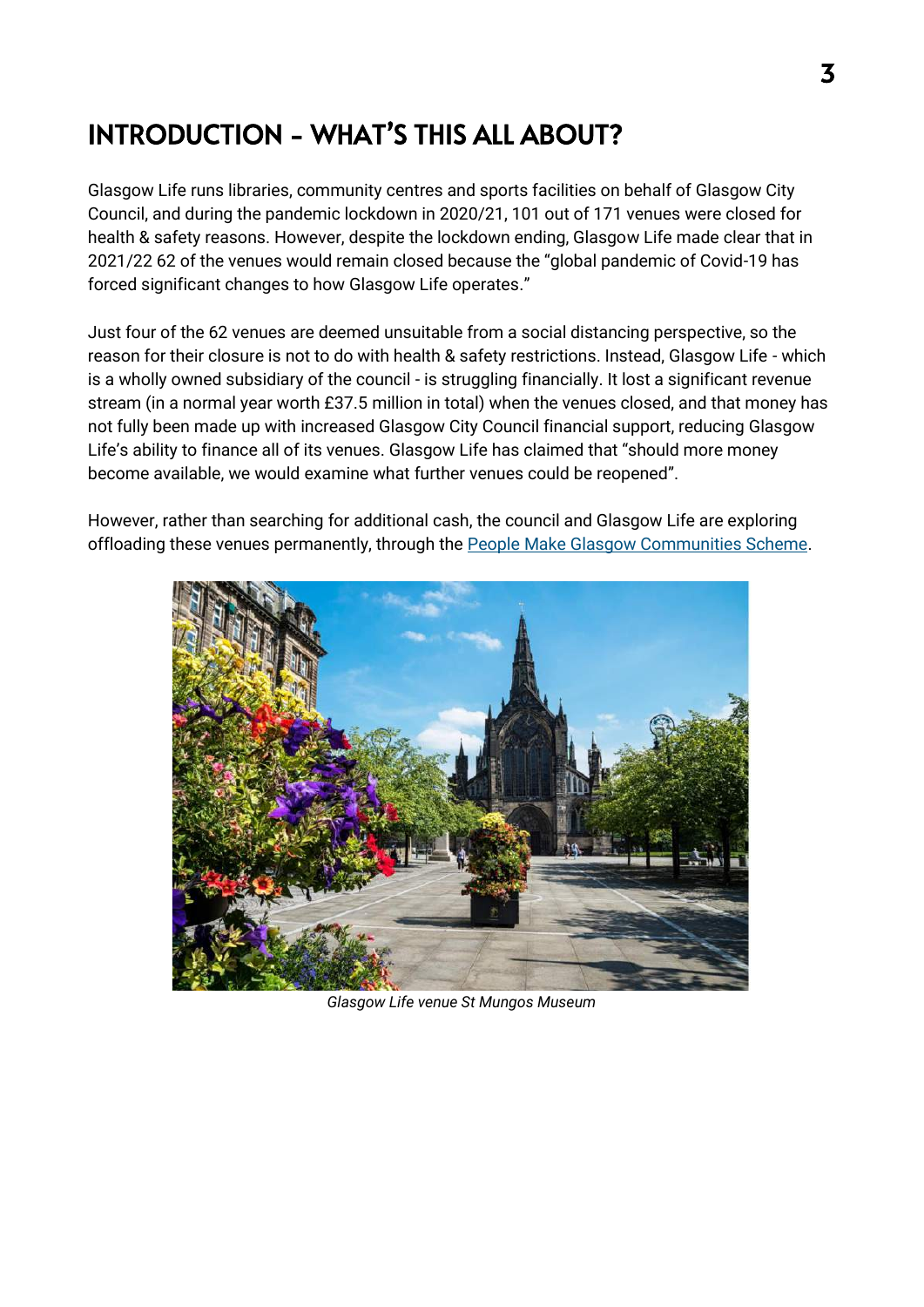# INTRODUCTION - WHAT'S THIS ALL ABOUT?

Glasgow Life runs libraries, community centres and sports facilities on behalf of Glasgow City Council, and during the pandemic lockdown in 2020/21, 101 out of 171 venues were closed for health & safety reasons. However, despite the lockdown ending, Glasgow Life made clear that in 2021/22 62 of the venues would remain closed because the "global pandemic of Covid-19 has forced significant changes to how Glasgow Life operates."

Just four of the 62 venues are deemed unsuitable from a social distancing perspective, so the reason for their closure is not to do with health & safety restrictions. Instead, Glasgow Life - which is a wholly owned subsidiary of the council - is struggling financially. It lost a significant revenue stream (in a normal year worth £37.5 million in total) when the venues closed, and that money has not fully been made up with increased Glasgow City Council financial support, reducing Glasgow Life's ability to finance all of its venues. Glasgow Life has claimed that "should more money become available, we would examine what further venues could be reopened".

However, rather than searching for additional cash, the council and Glasgow Life are exploring offloading these venues permanently, through the People Make Glasgow Communities Scheme.

*Glasgow Life venue St Mungos Museum*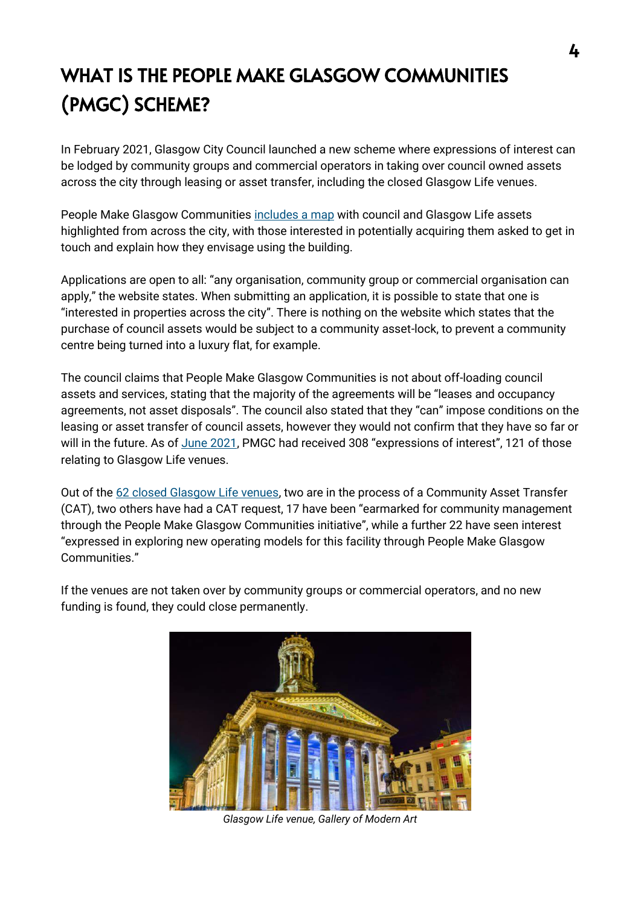# WHAT IS THE PEOPLE MAKE GLASGOW COMMUNITIES (PMGC) SCHEME?

In February 2021, Glasgow City Council launched a new scheme where expressions of interest can be lodged by community groups and commercial operators in taking over council owned assets across the city through leasing or asset transfer, including the closed Glasgow Life venues.

People Make Glasgow Communities includes a map with council and Glasgow Life assets highlighted from across the city, with those interested in potentially acquiring them asked to get in touch and explain how they envisage using the building.

Applications are open to all: "any organisation, community group or commercial organisation can apply," the website states. When submitting an application, it is possible to state that one is "interested in properties across the city". There is nothing on the website which states that the purchase of council assets would be subject to a community asset-lock, to prevent a community centre being turned into a luxury flat, for example.

The council claims that People Make Glasgow Communities is not about off-loading council assets and services, stating that the majority of the agreements will be "leases and occupancy agreements, not asset disposals". The council also stated that they "can" impose conditions on the leasing or asset transfer of council assets, however they would not confirm that they have so far or will in the future. As of June 2021, PMGC had received 308 "expressions of interest", 121 of those relating to Glasgow Life venues.

Out of the 62 closed Glasgow Life venues, two are in the process of a Community Asset Transfer (CAT), two others have had a CAT request, 17 have been "earmarked for community management through the People Make Glasgow Communities initiative", while a further 22 have seen interest "expressed in exploring new operating models for this facility through People Make Glasgow Communities."

If the venues are not taken over by community groups or commercial operators, and no new funding is found, they could close permanently.

*Glasgow Life venue, Gallery of Modern Art*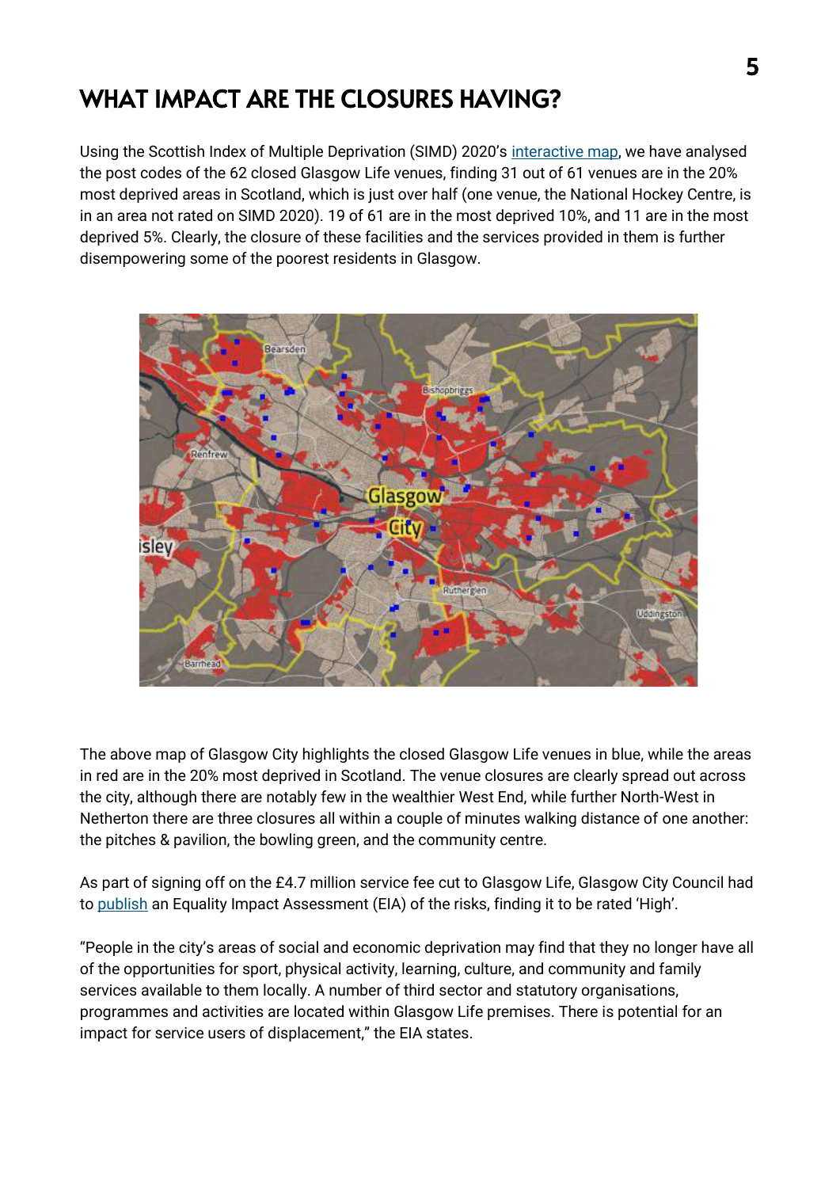# WHAT IMPACT ARE THE CLOSURES HAVING?

Using the Scottish Index of Multiple Deprivation (SIMD) 2020's interactive map, we have analysed the post codes of the 62 closed Glasgow Life venues, finding 31 out of 61 venues are in the 20% most deprived areas in Scotland, which is just over half (one venue, the National Hockey Centre, is in an area not rated on SIMD 2020). 19 of 61 are in the most deprived 10%, and 11 are in the most deprived 5%. Clearly, the closure of these facilities and the services provided in them is further disempowering some of the poorest residents in Glasgow.

The above map of Glasgow City highlights the closed Glasgow Life venues in blue, while the areas in red are in the 20% most deprived in Scotland. The venue closures are clearly spread out across the city, although there are notably few in the wealthier West End, while further North-West in Netherton there are three closures all within a couple of minutes walking distance of one another: the pitches & pavilion, the bowling green, and the community centre.

As part of signing off on the £4.7 million service fee cut to Glasgow Life, Glasgow City Council had to publish an Equality Impact Assessment (EIA) of the risks, finding it to be rated 'High'.

"People in the city's areas of social and economic deprivation may find that they no longer have all of the opportunities for sport, physical activity, learning, culture, and community and family services available to them locally. A number of third sector and statutory organisations, programmes and activities are located within Glasgow Life premises. There is potential for an impact for service users of displacement," the EIA states.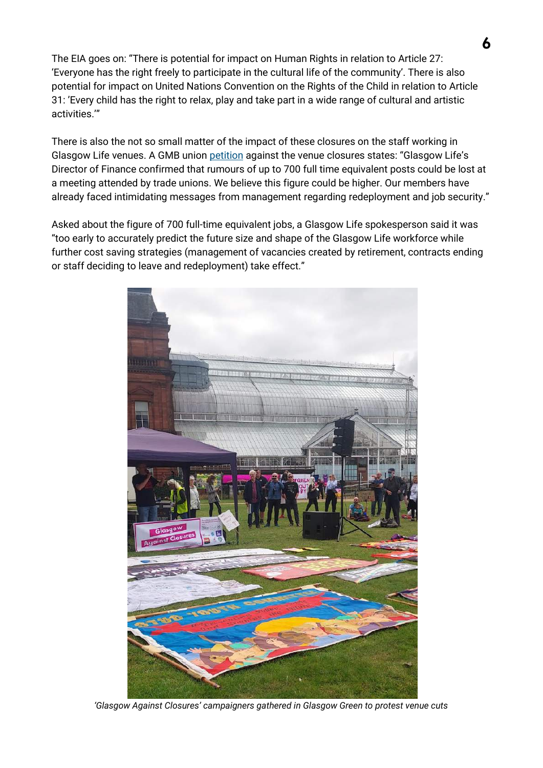The EIA goes on: "There is potential for impact on Human Rights in relation to Article 27: 'Everyone has the right freely to participate in the cultural life of the community'. There is also potential for impact on United Nations Convention on the Rights of the Child in relation to Article 31: 'Every child has the right to relax, play and take part in a wide range of cultural and artistic activities.'"

There is also the not so small matter of the impact of these closures on the staff working in Glasgow Life venues. A GMB union petition against the venue closures states: "Glasgow Life's Director of Finance confirmed that rumours of up to 700 full time equivalent posts could be lost at a meeting attended by trade unions. We believe this figure could be higher. Our members have already faced intimidating messages from management regarding redeployment and job security."

Asked about the figure of 700 full-time equivalent jobs, a Glasgow Life spokesperson said it was "too early to accurately predict the future size and shape of the Glasgow Life workforce while further cost saving strategies (management of vacancies created by retirement, contracts ending or staff deciding to leave and redeployment) take effect."

*'Glasgow Against Closures' campaigners gathered in Glasgow Green to protest venue cuts*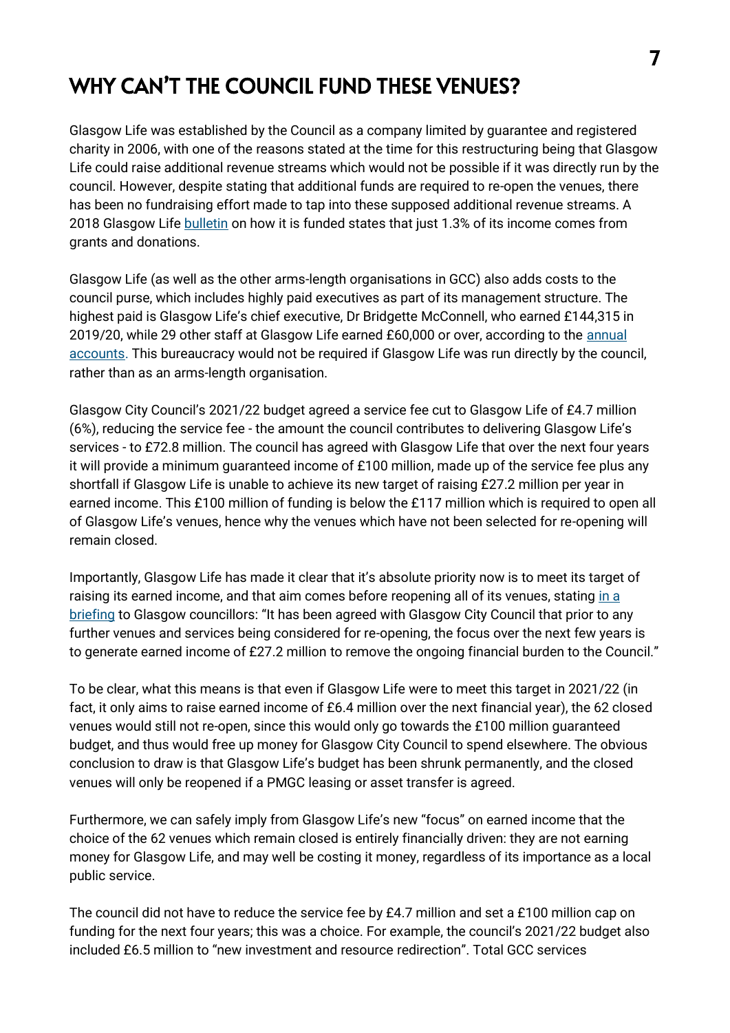# WHY CAN'T THE COUNCIL FUND THESE VENUES?

Glasgow Life was established by the Council as a company limited by guarantee and registered charity in 2006, with one of the reasons stated at the time for this restructuring being that Glasgow Life could raise additional revenue streams which would not be possible if it was directly run by the council. However, despite stating that additional funds are required to re-open the venues, there has been no fundraising effort made to tap into these supposed additional revenue streams. A 2018 Glasgow Life bulletin on how it is funded states that just 1.3% of its income comes from grants and donations.

Glasgow Life (as well as the other arms-length organisations in GCC) also adds costs to the council purse, which includes highly paid executives as part of its management structure. The highest paid is Glasgow Life's chief executive, Dr Bridgette McConnell, who earned £144,315 in 2019/20, while 29 other staff at Glasgow Life earned £60,000 or over, according to the annual accounts. This bureaucracy would not be required if Glasgow Life was run directly by the council, rather than as an arms-length organisation.

Glasgow City Council's 2021/22 budget agreed a service fee cut to Glasgow Life of £4.7 million (6%), reducing the service fee - the amount the council contributes to delivering Glasgow Life's services - to £72.8 million. The council has agreed with Glasgow Life that over the next four years it will provide a minimum guaranteed income of £100 million, made up of the service fee plus any shortfall if Glasgow Life is unable to achieve its new target of raising £27.2 million per year in earned income. This £100 million of funding is below the £117 million which is required to open all of Glasgow Life's venues, hence why the venues which have not been selected for re-opening will remain closed.

Importantly, Glasgow Life has made it clear that it's absolute priority now is to meet its target of raising its earned income, and that aim comes before reopening all of its venues, stating in a briefing to Glasgow councillors: "It has been agreed with Glasgow City Council that prior to any further venues and services being considered for re-opening, the focus over the next few years is to generate earned income of £27.2 million to remove the ongoing financial burden to the Council."

To be clear, what this means is that even if Glasgow Life were to meet this target in 2021/22 (in fact, it only aims to raise earned income of £6.4 million over the next financial year), the 62 closed venues would still not re-open, since this would only go towards the £100 million guaranteed budget, and thus would free up money for Glasgow City Council to spend elsewhere. The obvious conclusion to draw is that Glasgow Life's budget has been shrunk permanently, and the closed venues will only be reopened if a PMGC leasing or asset transfer is agreed.

Furthermore, we can safely imply from Glasgow Life's new "focus" on earned income that the choice of the 62 venues which remain closed is entirely financially driven: they are not earning money for Glasgow Life, and may well be costing it money, regardless of its importance as a local public service.

The council did not have to reduce the service fee by £4.7 million and set a £100 million cap on funding for the next four years; this was a choice. For example, the council's 2021/22 budget also included £6.5 million to "new investment and resource redirection". Total GCC services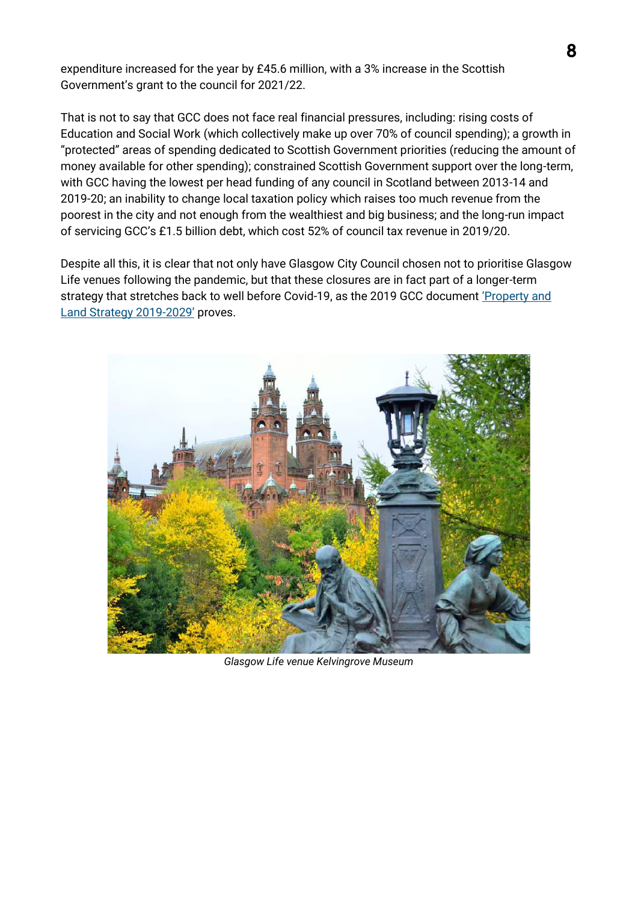expenditure increased for the year by £45.6 million, with a 3% increase in the Scottish Government's grant to the council for 2021/22.

That is not to say that GCC does not face real financial pressures, including: rising costs of Education and Social Work (which collectively make up over 70% of council spending); a growth in "protected" areas of spending dedicated to Scottish Government priorities (reducing the amount of money available for other spending); constrained Scottish Government support over the long-term, with GCC having the lowest per head funding of any council in Scotland between 2013-14 and 2019-20; an inability to change local taxation policy which raises too much revenue from the poorest in the city and not enough from the wealthiest and big business; and the long-run impact of servicing GCC's £1.5 billion debt, which cost 52% of council tax revenue in 2019/20.

Despite all this, it is clear that not only have Glasgow City Council chosen not to prioritise Glasgow Life venues following the pandemic, but that these closures are in fact part of a longer-term strategy that stretches back to well before Covid-19, as the 2019 GCC document 'Property and Land Strategy 2019-2029' proves.

*Glasgow Life venue Kelvingrove Museum*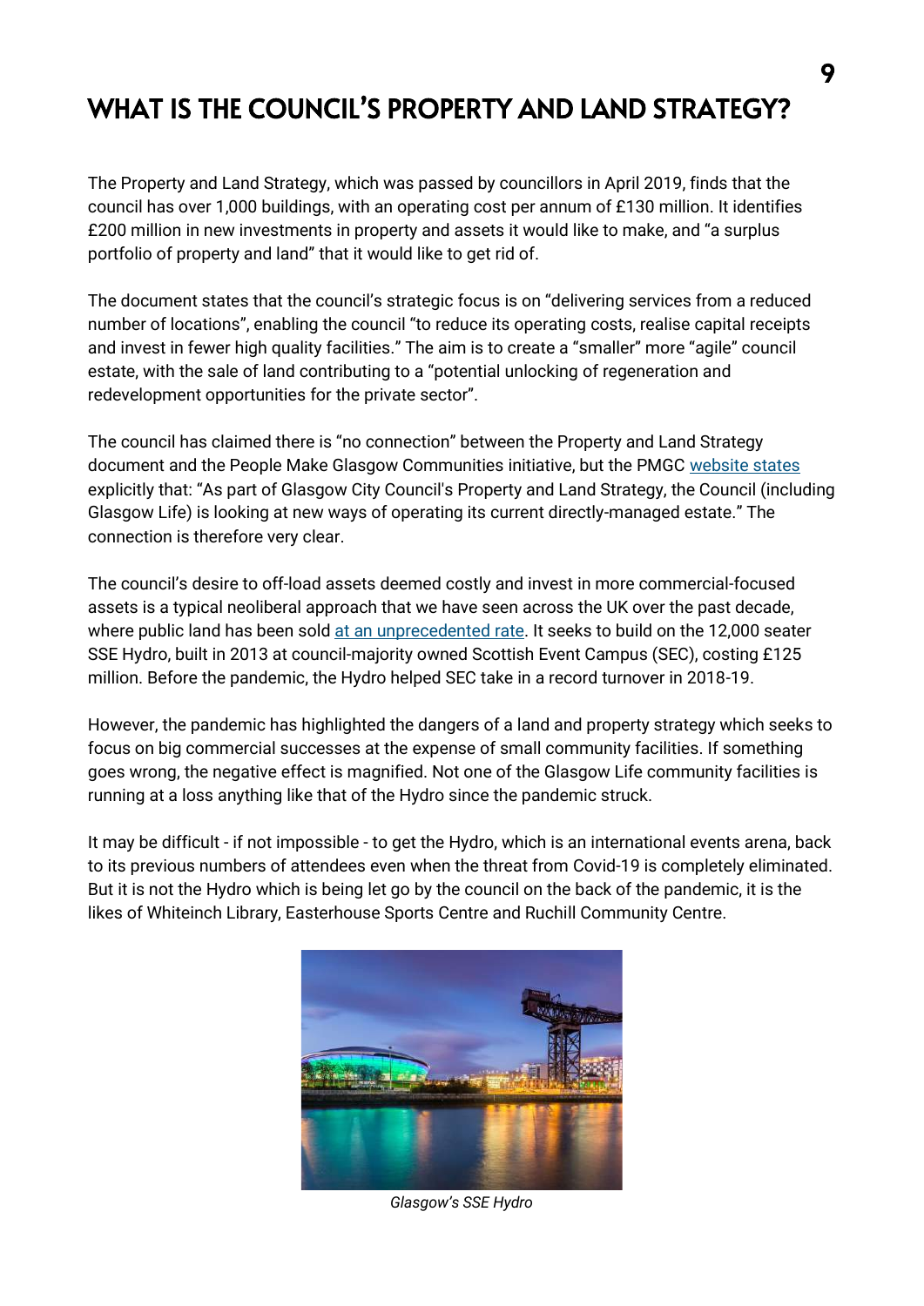# WHAT IS THE COUNCIL'S PROPERTY AND LAND STRATEGY?

The Property and Land Strategy, which was passed by councillors in April 2019, finds that the council has over 1,000 buildings, with an operating cost per annum of £130 million. It identifies £200 million in new investments in property and assets it would like to make, and "a surplus portfolio of property and land" that it would like to get rid of.

The document states that the council's strategic focus is on "delivering services from a reduced number of locations", enabling the council "to reduce its operating costs, realise capital receipts and invest in fewer high quality facilities." The aim is to create a "smaller" more "agile" council estate, with the sale of land contributing to a "potential unlocking of regeneration and redevelopment opportunities for the private sector".

The council has claimed there is "no connection" between the Property and Land Strategy document and the People Make Glasgow Communities initiative, but the PMGC website states explicitly that: "As part of Glasgow City Council's Property and Land Strategy, the Council (including Glasgow Life) is looking at new ways of operating its current directly-managed estate." The connection is therefore very clear.

The council's desire to off-load assets deemed costly and invest in more commercial-focused assets is a typical neoliberal approach that we have seen across the UK over the past decade, where public land has been sold at an unprecedented rate. It seeks to build on the 12,000 seater SSE Hydro, built in 2013 at council-majority owned Scottish Event Campus (SEC), costing £125 million. Before the pandemic, the Hydro helped SEC take in a record turnover in 2018-19.

However, the pandemic has highlighted the dangers of a land and property strategy which seeks to focus on big commercial successes at the expense of small community facilities. If something goes wrong, the negative effect is magnified. Not one of the Glasgow Life community facilities is running at a loss anything like that of the Hydro since the pandemic struck.

It may be difficult - if not impossible - to get the Hydro, which is an international events arena, back to its previous numbers of attendees even when the threat from Covid-19 is completely eliminated. But it is not the Hydro which is being let go by the council on the back of the pandemic, it is the likes of Whiteinch Library, Easterhouse Sports Centre and Ruchill Community Centre.

*Glasgow's SSE Hydro*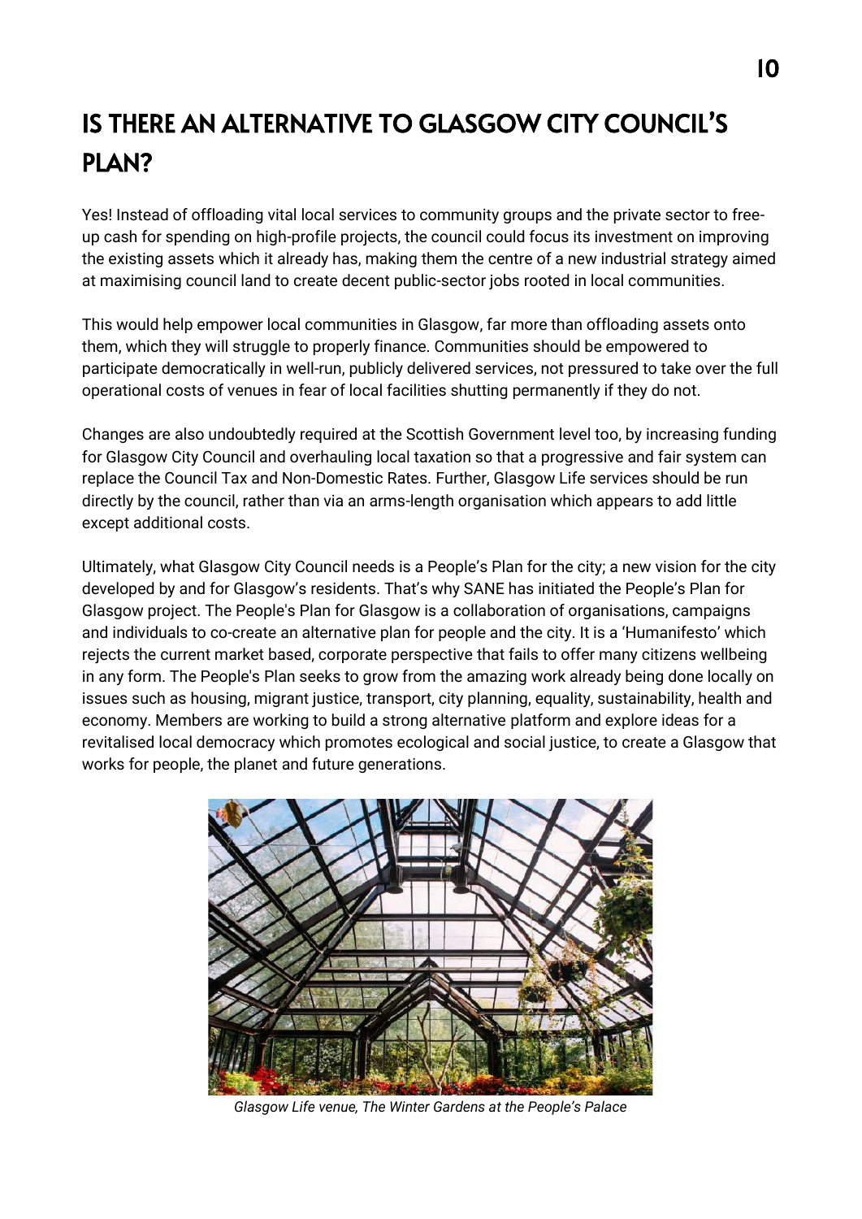# IS THERE AN ALTERNATIVE TO GLASGOW CITY COUNCIL'S PLAN?

Yes! Instead of offloading vital local services to community groups and the private sector to free-up cash for spending on high-profile projects, the council could focus its investment on improving the existing assets which it already has, making them the centre of a new industrial strategy aimed at maximising council land to create decent public-sector jobs rooted in local communities.

This would help empower local communities in Glasgow, far more than offloading assets onto them, which they will struggle to properly finance. Communities should be empowered to participate democratically in well-run, publicly delivered services, not pressured to take over the full operational costs of venues in fear of local facilities shutting permanently if they do not.

Changes are also undoubtedly required at the Scottish Government level too, by increasing funding for Glasgow City Council and overhauling local taxation so that a progressive and fair system can replace the Council Tax and Non-Domestic Rates. Further, Glasgow Life services should be run directly by the council, rather than via an arms-length organisation which appears to add little except additional costs.

Ultimately, what Glasgow City Council needs is a People's Plan for the city; a new vision for the city developed by and for Glasgow's residents. That's why SANE has initiated the People's Plan for Glasgow project. The People's Plan for Glasgow is a collaboration of organisations, campaigns and individuals to co-create an alternative plan for people and the city. It is a 'Humanifesto' which rejects the current market based, corporate perspective that fails to offer many citizens wellbeing in any form. The People's Plan seeks to grow from the amazing work already being done locally on issues such as housing, migrant justice, transport, city planning, equality, sustainability, health and economy. Members are working to build a strong alternative platform and explore ideas for a revitalised local democracy which promotes ecological and social justice, to create a Glasgow that works for people, the planet and future generations.

*Glasgow Life venue, The Winter Gardens at the People's Palace*